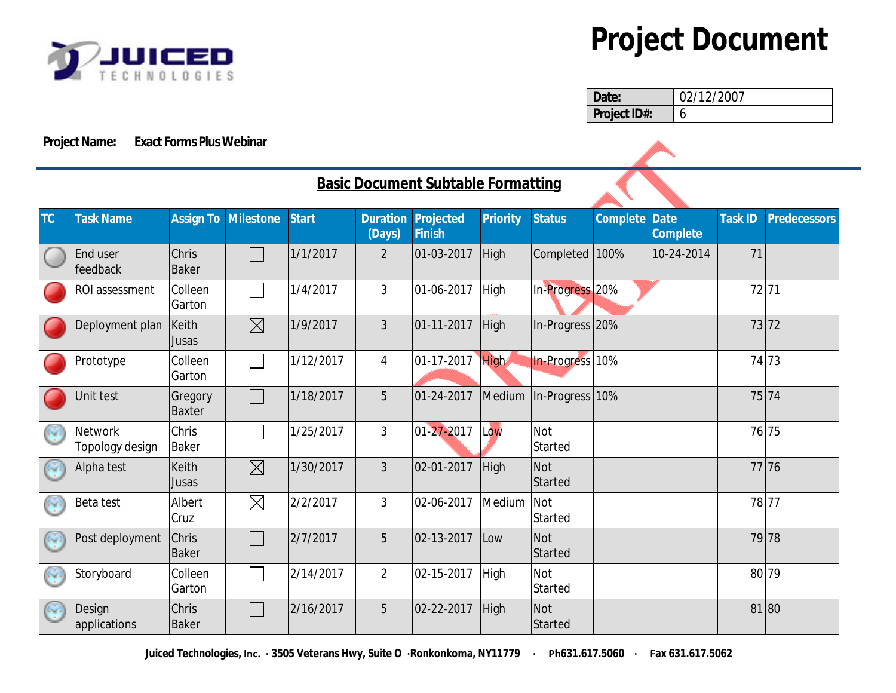# Project Document

| Date: | 02/12/2007 |
| --- | --- |
| Project ID#: | 6 |

**Project Name:** **Exact Forms Plus Webinar**

## Basic Document Subtable Formatting

| TC | Task Name | Assign To | Milestone | Start | Duration (Days) | Projected Finish | Priority | Status | Complete | Date Complete | Task ID | Predecessors |
| --- | --- | --- | --- | --- | --- | --- | --- | --- | --- | --- | --- | --- |
| | End user feedback | Chris Baker | ☐ | 1/1/2017 | 2 | 01-03-2017 | High | Completed | 100% | 10-24-2014 | 71 | |
| | ROI assessment | Colleen Garton | ☐ | 1/4/2017 | 3 | 01-06-2017 | High | In-Progress | 20% | | 72 | 71 |
| | Deployment plan | Keith Jusas | ☒ | 1/9/2017 | 3 | 01-11-2017 | High | In-Progress | 20% | | 73 | 72 |
| | Prototype | Colleen Garton | ☐ | 1/12/2017 | 4 | 01-17-2017 | High | In-Progress | 10% | | 74 | 73 |
| | Unit test | Gregory Baxter | ☐ | 1/18/2017 | 5 | 01-24-2017 | Medium | In-Progress | 10% | | 75 | 74 |
| | Network Topology design | Chris Baker | ☐ | 1/25/2017 | 3 | 01-27-2017 | Low | Not Started | | | 76 | 75 |
| | Alpha test | Keith Jusas | ☒ | 1/30/2017 | 3 | 02-01-2017 | High | Not Started | | | 77 | 76 |
| | Beta test | Albert Cruz | ☒ | 2/2/2017 | 3 | 02-06-2017 | Medium | Not Started | | | 78 | 77 |
| | Post deployment | Chris Baker | ☐ | 2/7/2017 | 5 | 02-13-2017 | Low | Not Started | | | 79 | 78 |
| | Storyboard | Colleen Garton | ☐ | 2/14/2017 | 2 | 02-15-2017 | High | Not Started | | | 80 | 79 |
| | Design applications | Chris Baker | ☐ | 2/16/2017 | 5 | 02-22-2017 | High | Not Started | | | 81 | 80 |

**Juiced Technologies, Inc. · 3505 Veterans Hwy, Suite O ·Ronkonkoma, NY11779 · Ph631.617.5060 · Fax 631.617.5062**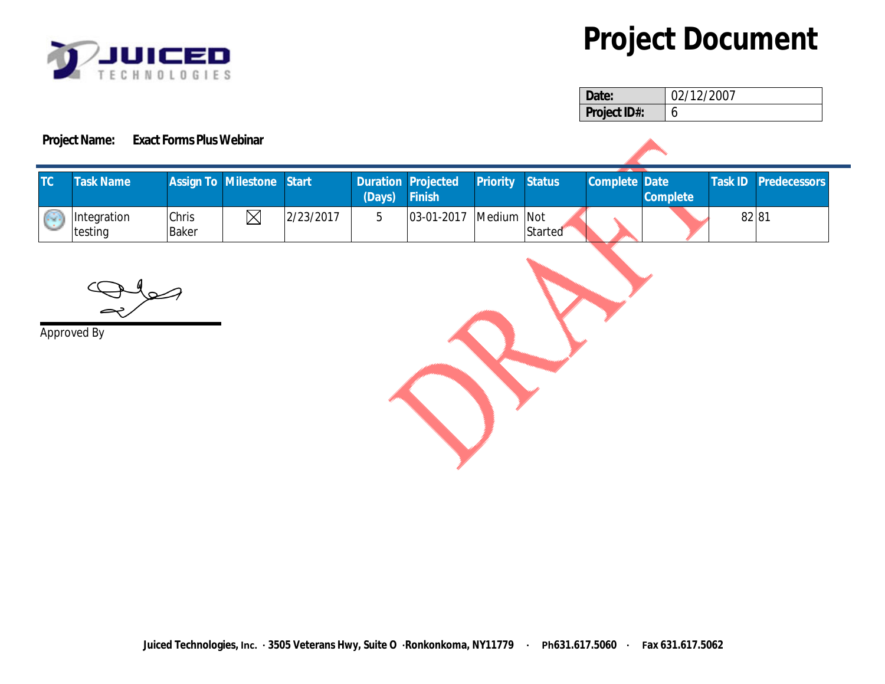# Project Document

| Date: | 02/12/2007 |
|---|---|
| Project ID#: | 6 |

**Project Name:** **Exact Forms Plus Webinar**

| TC | Task Name | Assign To | Milestone | Start | Duration (Days) | Projected Finish | Priority | Status | Complete | Date Complete | Task ID | Predecessors |
|---|---|---|---|---|---|---|---|---|---|---|---|---|
| | Integration testing | Chris Baker | ☒ | 2/23/2017 | 5 | 03-01-2017 | Medium | Not Started | | | 82 | 81 |

DRAFT

Approved By

**Juiced Technologies, Inc.** · **3505 Veterans Hwy, Suite O** ·**Ronkonkoma, NY11779** · **Ph631.617.5060** · **Fax 631.617.5062**